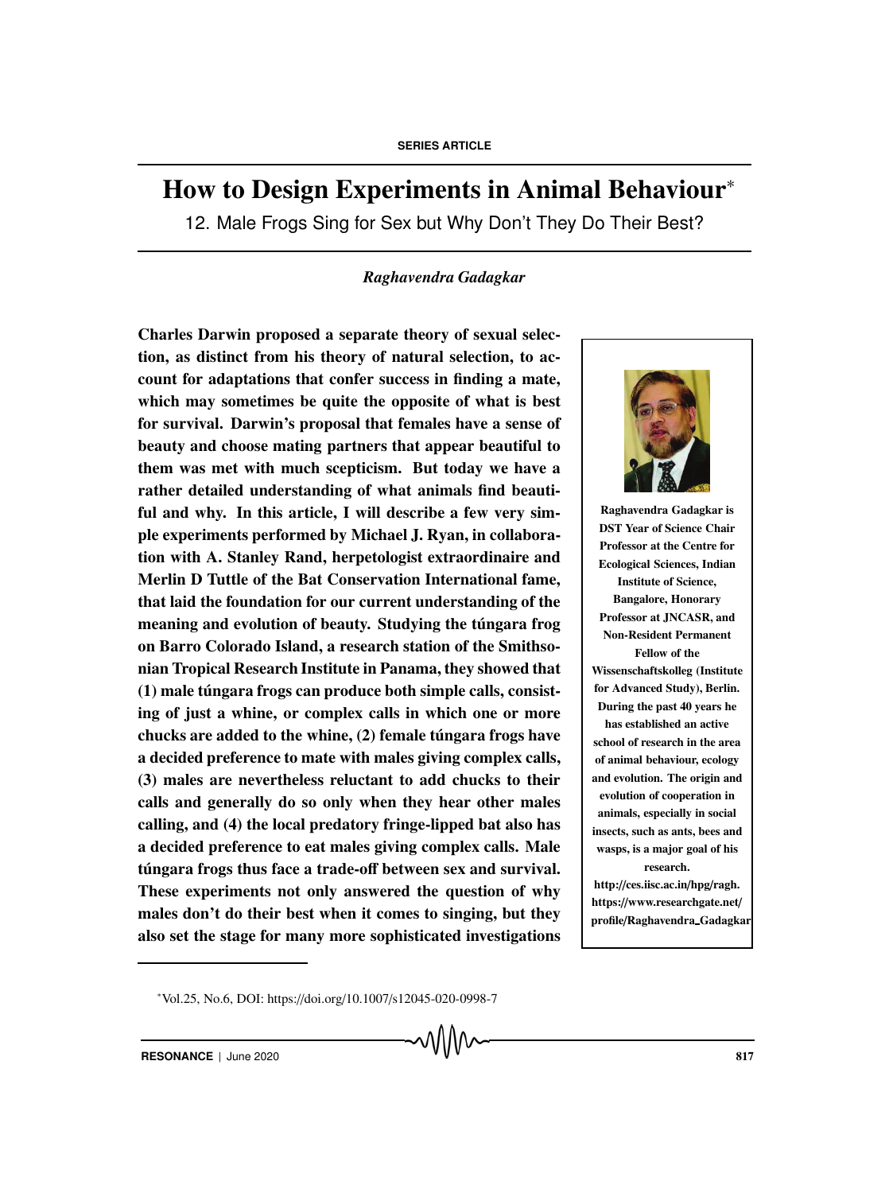SERIES ARTICLE

# How to Design Experiments in Animal Behaviour*

## 12. Male Frogs Sing for Sex but Why Don't They Do Their Best?

*Raghavendra Gadagkar*

**Charles Darwin proposed a separate theory of sexual selection, as distinct from his theory of natural selection, to account for adaptations that confer success in finding a mate, which may sometimes be quite the opposite of what is best for survival. Darwin's proposal that females have a sense of beauty and choose mating partners that appear beautiful to them was met with much scepticism. But today we have a rather detailed understanding of what animals find beautiful and why. In this article, I will describe a few very simple experiments performed by Michael J. Ryan, in collaboration with A. Stanley Rand, herpetologist extraordinaire and Merlin D Tuttle of the Bat Conservation International fame, that laid the foundation for our current understanding of the meaning and evolution of beauty. Studying the túngara frog on Barro Colorado Island, a research station of the Smithsonian Tropical Research Institute in Panama, they showed that (1) male túngara frogs can produce both simple calls, consisting of just a whine, or complex calls in which one or more chucks are added to the whine, (2) female túngara frogs have a decided preference to mate with males giving complex calls, (3) males are nevertheless reluctant to add chucks to their calls and generally do so only when they hear other males calling, and (4) the local predatory fringe-lipped bat also has a decided preference to eat males giving complex calls. Male túngara frogs thus face a trade-off between sex and survival. These experiments not only answered the question of why males don't do their best when it comes to singing, but they also set the stage for many more sophisticated investigations**

**Raghavendra Gadagkar is DST Year of Science Chair Professor at the Centre for Ecological Sciences, Indian Institute of Science, Bangalore, Honorary Professor at JNCASR, and Non-Resident Permanent Fellow of the Wissenschaftskolleg (Institute for Advanced Study), Berlin. During the past 40 years he has established an active school of research in the area of animal behaviour, ecology and evolution. The origin and evolution of cooperation in animals, especially in social insects, such as ants, bees and wasps, is a major goal of his research.**
**http://ces.iisc.ac.in/hpg/ragh.**
**https://www.researchgate.net/profile/Raghavendra_Gadagkar**

*Vol.25, No.6, DOI: https://doi.org/10.1007/s12045-020-0998-7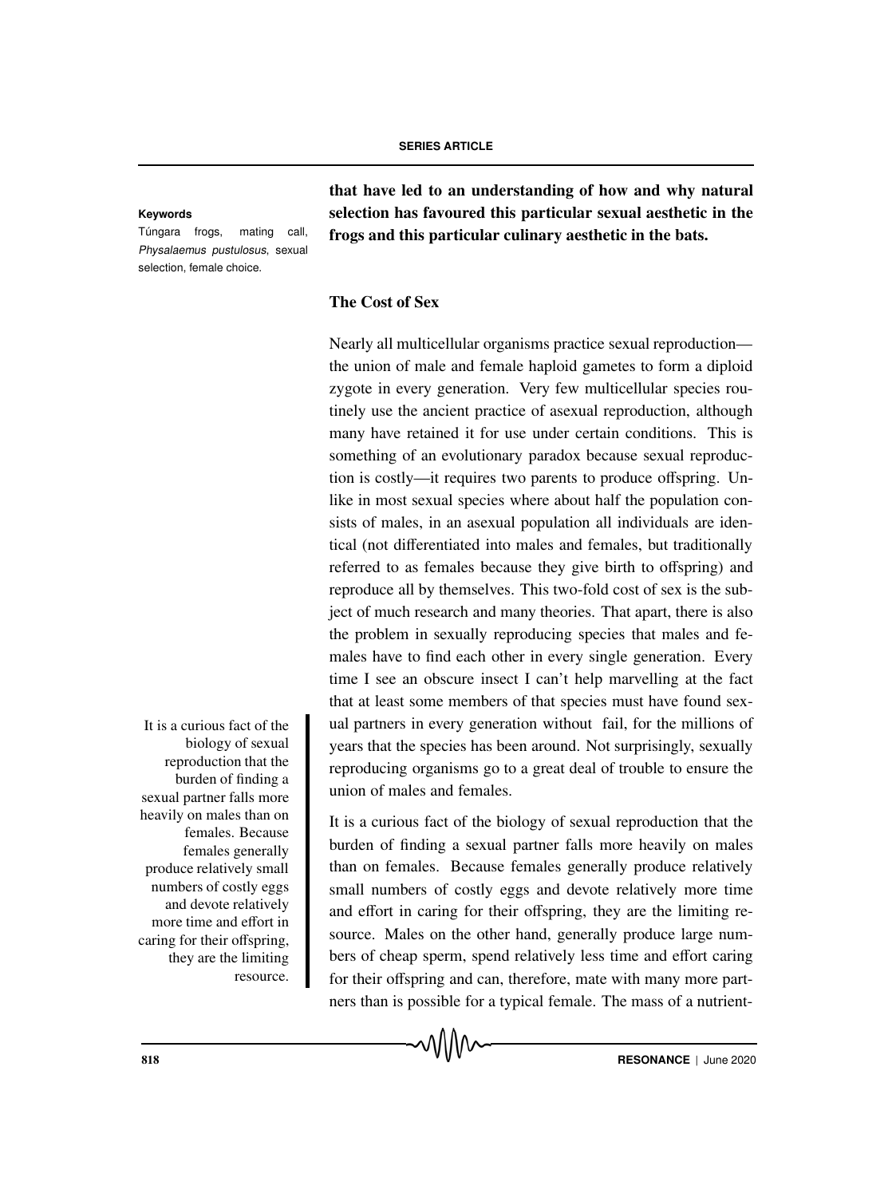that have led to an understanding of how and why natural selection has favoured this particular sexual aesthetic in the frogs and this particular culinary aesthetic in the bats.**

**Keywords**

Túngara frogs, mating call, *Physalaemus pustulosus*, sexual selection, female choice.

## The Cost of Sex

Nearly all multicellular organisms practice sexual reproduction—the union of male and female haploid gametes to form a diploid zygote in every generation. Very few multicellular species routinely use the ancient practice of asexual reproduction, although many have retained it for use under certain conditions. This is something of an evolutionary paradox because sexual reproduction is costly—it requires two parents to produce offspring. Unlike in most sexual species where about half the population consists of males, in an asexual population all individuals are identical (not differentiated into males and females, but traditionally referred to as females because they give birth to offspring) and reproduce all by themselves. This two-fold cost of sex is the subject of much research and many theories. That apart, there is also the problem in sexually reproducing species that males and females have to find each other in every single generation. Every time I see an obscure insect I can't help marvelling at the fact that at least some members of that species must have found sexual partners in every generation without fail, for the millions of years that the species has been around. Not surprisingly, sexually reproducing organisms go to a great deal of trouble to ensure the union of males and females.

It is a curious fact of the biology of sexual reproduction that the burden of finding a sexual partner falls more heavily on males than on females. Because females generally produce relatively small numbers of costly eggs and devote relatively more time and effort in caring for their offspring, they are the limiting resource. Males on the other hand, generally produce large numbers of cheap sperm, spend relatively less time and effort caring for their offspring and can, therefore, mate with many more partners than is possible for a typical female. The mass of a nutrient-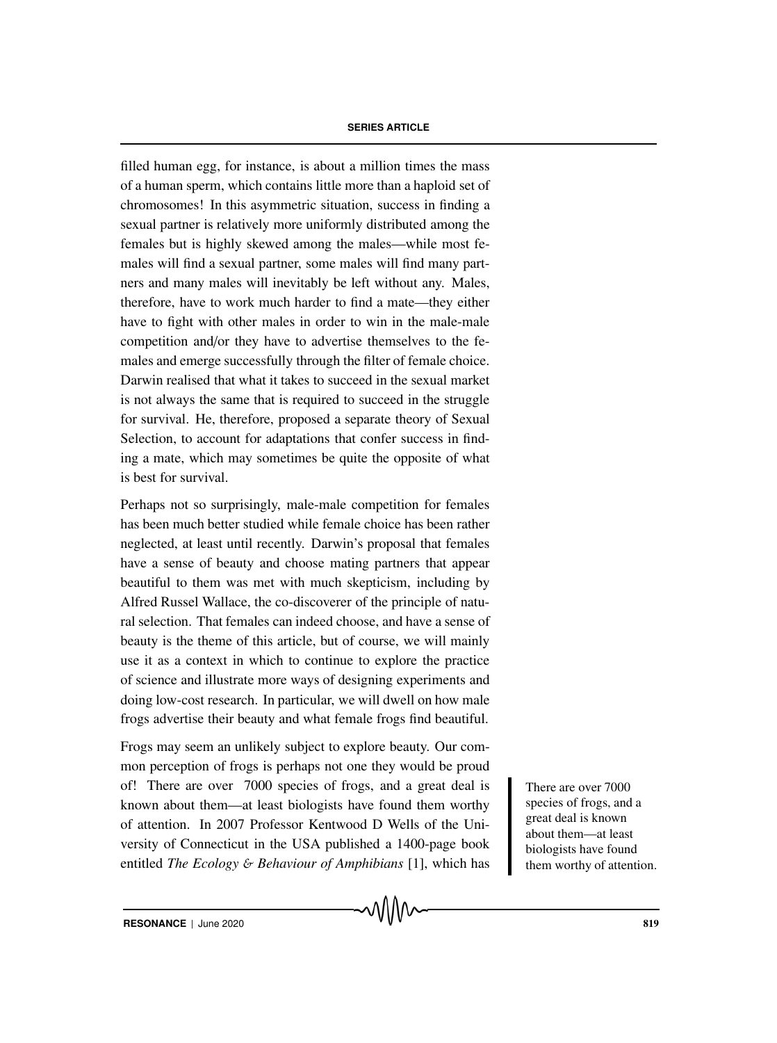filled human egg, for instance, is about a million times the mass of a human sperm, which contains little more than a haploid set of chromosomes! In this asymmetric situation, success in finding a sexual partner is relatively more uniformly distributed among the females but is highly skewed among the males—while most females will find a sexual partner, some males will find many partners and many males will inevitably be left without any. Males, therefore, have to work much harder to find a mate—they either have to fight with other males in order to win in the male-male competition and/or they have to advertise themselves to the females and emerge successfully through the filter of female choice. Darwin realised that what it takes to succeed in the sexual market is not always the same that is required to succeed in the struggle for survival. He, therefore, proposed a separate theory of Sexual Selection, to account for adaptations that confer success in finding a mate, which may sometimes be quite the opposite of what is best for survival.

Perhaps not so surprisingly, male-male competition for females has been much better studied while female choice has been rather neglected, at least until recently. Darwin's proposal that females have a sense of beauty and choose mating partners that appear beautiful to them was met with much skepticism, including by Alfred Russel Wallace, the co-discoverer of the principle of natural selection. That females can indeed choose, and have a sense of beauty is the theme of this article, but of course, we will mainly use it as a context in which to continue to explore the practice of science and illustrate more ways of designing experiments and doing low-cost research. In particular, we will dwell on how male frogs advertise their beauty and what female frogs find beautiful.

Frogs may seem an unlikely subject to explore beauty. Our common perception of frogs is perhaps not one they would be proud of! There are over 7000 species of frogs, and a great deal is known about them—at least biologists have found them worthy of attention. In 2007 Professor Kentwood D Wells of the University of Connecticut in the USA published a 1400-page book entitled *The Ecology & Behaviour of Amphibians* [1], which has

> There are over 7000 species of frogs, and a great deal is known about them—at least biologists have found them worthy of attention.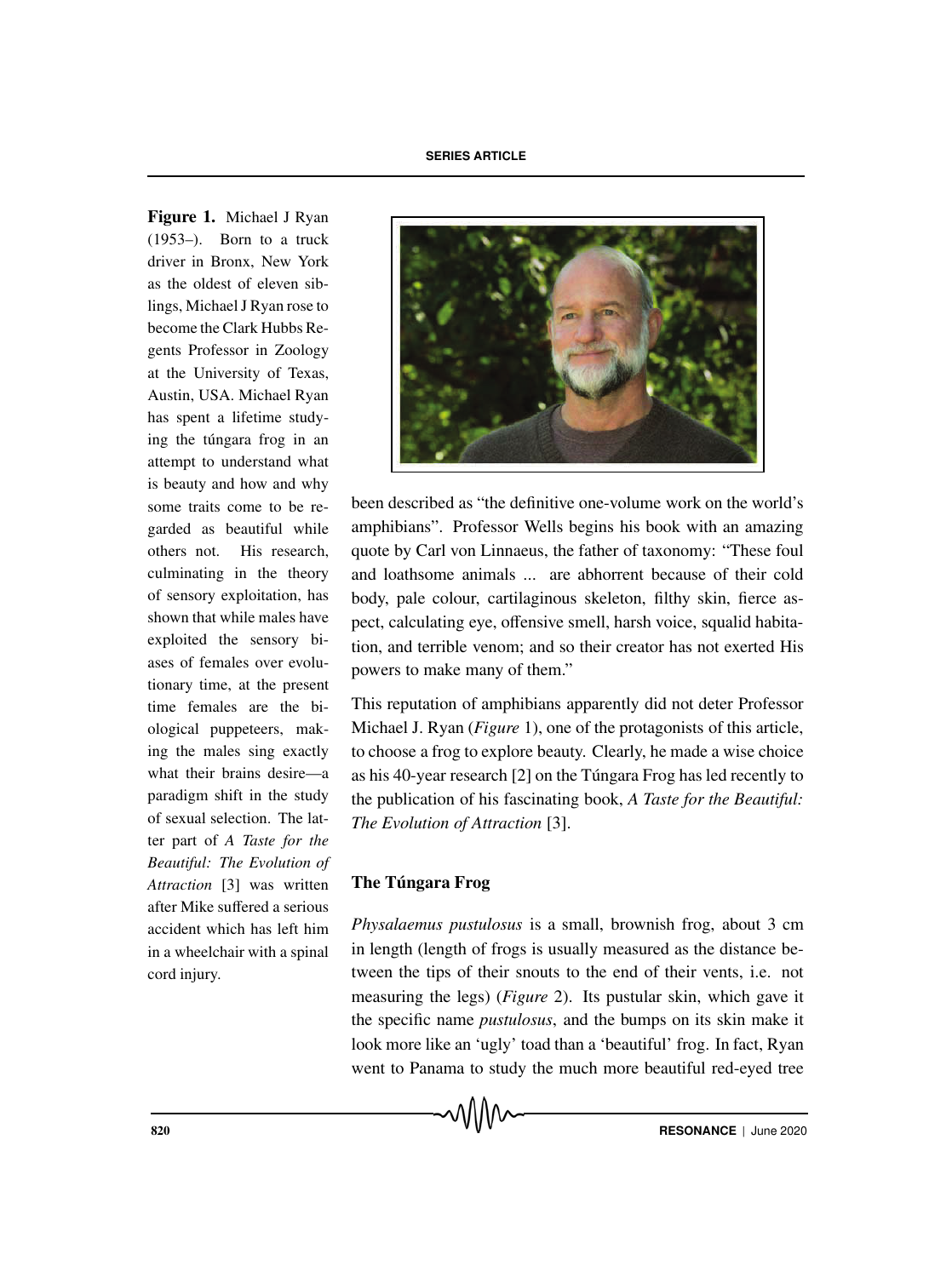**Figure 1.** Michael J Ryan (1953–). Born to a truck driver in Bronx, New York as the oldest of eleven siblings, Michael J Ryan rose to become the Clark Hubbs Regents Professor in Zoology at the University of Texas, Austin, USA. Michael Ryan has spent a lifetime studying the túngara frog in an attempt to understand what is beauty and how and why some traits come to be regarded as beautiful while others not. His research, culminating in the theory of sensory exploitation, has shown that while males have exploited the sensory biases of females over evolutionary time, at the present time females are the biological puppeteers, making the males sing exactly what their brains desire—a paradigm shift in the study of sexual selection. The latter part of *A Taste for the Beautiful: The Evolution of Attraction* [3] was written after Mike suffered a serious accident which has left him in a wheelchair with a spinal cord injury.

been described as "the definitive one-volume work on the world's amphibians". Professor Wells begins his book with an amazing quote by Carl von Linnaeus, the father of taxonomy: "These foul and loathsome animals ... are abhorrent because of their cold body, pale colour, cartilaginous skeleton, filthy skin, fierce aspect, calculating eye, offensive smell, harsh voice, squalid habitation, and terrible venom; and so their creator has not exerted His powers to make many of them."

This reputation of amphibians apparently did not deter Professor Michael J. Ryan (*Figure* 1), one of the protagonists of this article, to choose a frog to explore beauty. Clearly, he made a wise choice as his 40-year research [2] on the Túngara Frog has led recently to the publication of his fascinating book, *A Taste for the Beautiful: The Evolution of Attraction* [3].

## The Túngara Frog

*Physalaemus pustulosus* is a small, brownish frog, about 3 cm in length (length of frogs is usually measured as the distance between the tips of their snouts to the end of their vents, i.e. not measuring the legs) (*Figure* 2). Its pustular skin, which gave it the specific name *pustulosus*, and the bumps on its skin make it look more like an 'ugly' toad than a 'beautiful' frog. In fact, Ryan went to Panama to study the much more beautiful red-eyed tree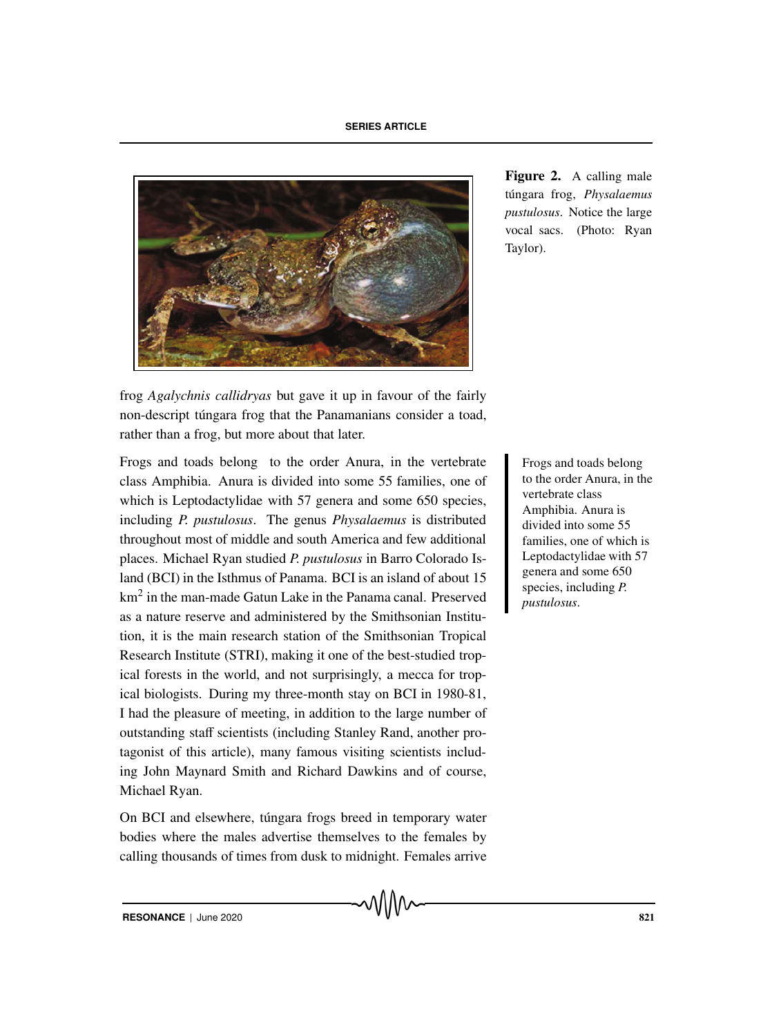**Figure 2.** A calling male túngara frog, *Physalaemus pustulosus*. Notice the large vocal sacs. (Photo: Ryan Taylor).

frog *Agalychnis callidryas* but gave it up in favour of the fairly non-descript túngara frog that the Panamanians consider a toad, rather than a frog, but more about that later.

Frogs and toads belong to the order Anura, in the vertebrate class Amphibia. Anura is divided into some 55 families, one of which is Leptodactylidae with 57 genera and some 650 species, including *P. pustulosus*. The genus *Physalaemus* is distributed throughout most of middle and south America and few additional places. Michael Ryan studied *P. pustulosus* in Barro Colorado Island (BCI) in the Isthmus of Panama. BCI is an island of about 15 $km^2$ in the man-made Gatun Lake in the Panama canal. Preserved as a nature reserve and administered by the Smithsonian Institution, it is the main research station of the Smithsonian Tropical Research Institute (STRI), making it one of the best-studied tropical forests in the world, and not surprisingly, a mecca for tropical biologists. During my three-month stay on BCI in 1980-81, I had the pleasure of meeting, in addition to the large number of outstanding staff scientists (including Stanley Rand, another protagonist of this article), many famous visiting scientists including John Maynard Smith and Richard Dawkins and of course, Michael Ryan.

Frogs and toads belong to the order Anura, in the vertebrate class Amphibia. Anura is divided into some 55 families, one of which is Leptodactylidae with 57 genera and some 650 species, including *P. pustulosus*.

On BCI and elsewhere, túngara frogs breed in temporary water bodies where the males advertise themselves to the females by calling thousands of times from dusk to midnight. Females arrive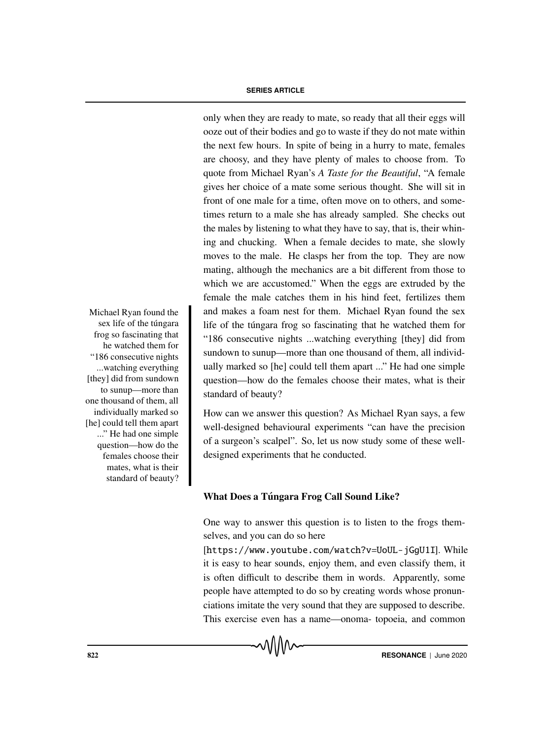only when they are ready to mate, so ready that all their eggs will ooze out of their bodies and go to waste if they do not mate within the next few hours. In spite of being in a hurry to mate, females are choosy, and they have plenty of males to choose from. To quote from Michael Ryan's *A Taste for the Beautiful*, "A female gives her choice of a mate some serious thought. She will sit in front of one male for a time, often move on to others, and sometimes return to a male she has already sampled. She checks out the males by listening to what they have to say, that is, their whining and chucking. When a female decides to mate, she slowly moves to the male. He clasps her from the top. They are now mating, although the mechanics are a bit different from those to which we are accustomed." When the eggs are extruded by the female the male catches them in his hind feet, fertilizes them and makes a foam nest for them. Michael Ryan found the sex life of the túngara frog so fascinating that he watched them for "186 consecutive nights ...watching everything [they] did from sundown to sunup—more than one thousand of them, all individually marked so [he] could tell them apart ..." He had one simple question—how do the females choose their mates, what is their standard of beauty?

> Michael Ryan found the sex life of the túngara frog so fascinating that he watched them for "186 consecutive nights ...watching everything [they] did from sundown to sunup—more than one thousand of them, all individually marked so [he] could tell them apart ..." He had one simple question—how do the females choose their mates, what is their standard of beauty?

How can we answer this question? As Michael Ryan says, a few well-designed behavioural experiments "can have the precision of a surgeon's scalpel". So, let us now study some of these well-designed experiments that he conducted.

## What Does a Túngara Frog Call Sound Like?

One way to answer this question is to listen to the frogs themselves, and you can do so here [https://www.youtube.com/watch?v=UoUL-jGgU1I]. While it is easy to hear sounds, enjoy them, and even classify them, it is often difficult to describe them in words. Apparently, some people have attempted to do so by creating words whose pronunciations imitate the very sound that they are supposed to describe. This exercise even has a name—onoma- topoeia, and common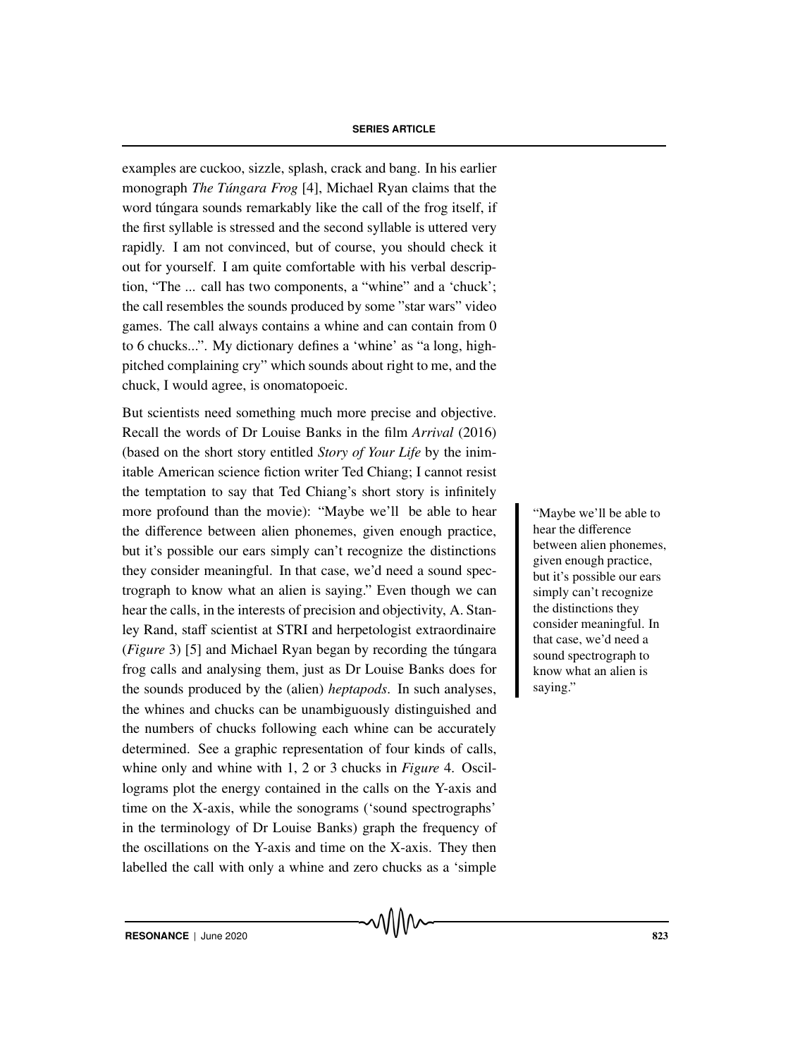examples are cuckoo, sizzle, splash, crack and bang. In his earlier monograph *The Túngara Frog* [4], Michael Ryan claims that the word túngara sounds remarkably like the call of the frog itself, if the first syllable is stressed and the second syllable is uttered very rapidly. I am not convinced, but of course, you should check it out for yourself. I am quite comfortable with his verbal description, "The ... call has two components, a "whine" and a 'chuck'; the call resembles the sounds produced by some "star wars" video games. The call always contains a whine and can contain from 0 to 6 chucks...". My dictionary defines a 'whine' as "a long, high-pitched complaining cry" which sounds about right to me, and the chuck, I would agree, is onomatopoeic.

But scientists need something much more precise and objective. Recall the words of Dr Louise Banks in the film *Arrival* (2016) (based on the short story entitled *Story of Your Life* by the inimitable American science fiction writer Ted Chiang; I cannot resist the temptation to say that Ted Chiang's short story is infinitely more profound than the movie): "Maybe we'll be able to hear the difference between alien phonemes, given enough practice, but it's possible our ears simply can't recognize the distinctions they consider meaningful. In that case, we'd need a sound spectrograph to know what an alien is saying." Even though we can hear the calls, in the interests of precision and objectivity, A. Stanley Rand, staff scientist at STRI and herpetologist extraordinaire (*Figure* 3) [5] and Michael Ryan began by recording the túngara frog calls and analysing them, just as Dr Louise Banks does for the sounds produced by the (alien) *heptapods*. In such analyses, the whines and chucks can be unambiguously distinguished and the numbers of chucks following each whine can be accurately determined. See a graphic representation of four kinds of calls, whine only and whine with 1, 2 or 3 chucks in *Figure* 4. Oscillograms plot the energy contained in the calls on the Y-axis and time on the X-axis, while the sonograms ('sound spectrographs' in the terminology of Dr Louise Banks) graph the frequency of the oscillations on the Y-axis and time on the X-axis. They then labelled the call with only a whine and zero chucks as a 'simple

> "Maybe we'll be able to hear the difference between alien phonemes, given enough practice, but it's possible our ears simply can't recognize the distinctions they consider meaningful. In that case, we'd need a sound spectrograph to know what an alien is saying."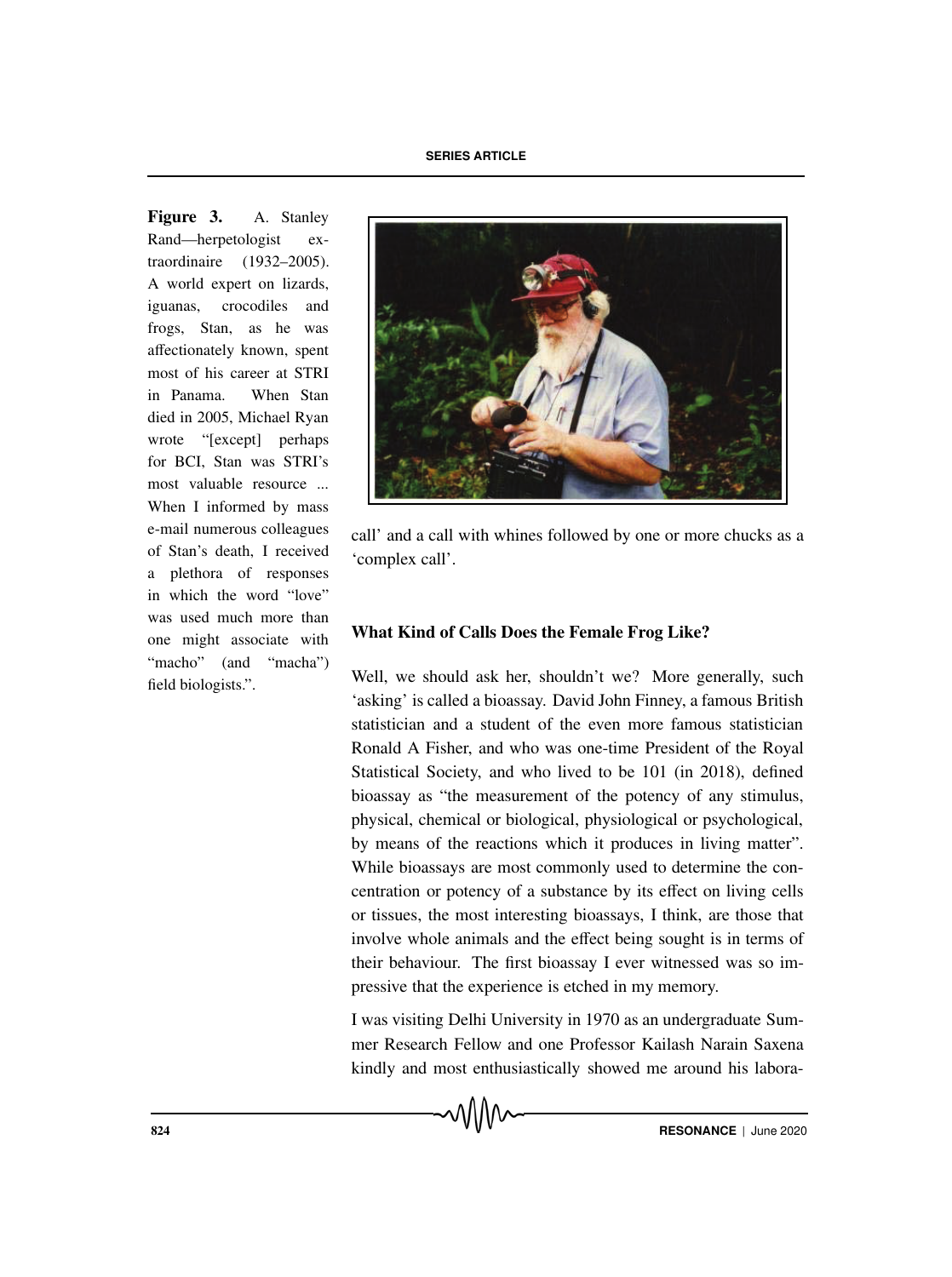Figure 3. A. Stanley Rand—herpetologist extraordinaire (1932–2005). A world expert on lizards, iguanas, crocodiles and frogs, Stan, as he was affectionately known, spent most of his career at STRI in Panama. When Stan died in 2005, Michael Ryan wrote "[except] perhaps for BCI, Stan was STRI's most valuable resource ... When I informed by mass e-mail numerous colleagues of Stan's death, I received a plethora of responses in which the word "love" was used much more than one might associate with "macho" (and "macha") field biologists.".

call' and a call with whines followed by one or more chucks as a 'complex call'.

## What Kind of Calls Does the Female Frog Like?

Well, we should ask her, shouldn't we? More generally, such 'asking' is called a bioassay. David John Finney, a famous British statistician and a student of the even more famous statistician Ronald A Fisher, and who was one-time President of the Royal Statistical Society, and who lived to be 101 (in 2018), defined bioassay as "the measurement of the potency of any stimulus, physical, chemical or biological, physiological or psychological, by means of the reactions which it produces in living matter". While bioassays are most commonly used to determine the concentration or potency of a substance by its effect on living cells or tissues, the most interesting bioassays, I think, are those that involve whole animals and the effect being sought is in terms of their behaviour. The first bioassay I ever witnessed was so impressive that the experience is etched in my memory.

I was visiting Delhi University in 1970 as an undergraduate Summer Research Fellow and one Professor Kailash Narain Saxena kindly and most enthusiastically showed me around his labora-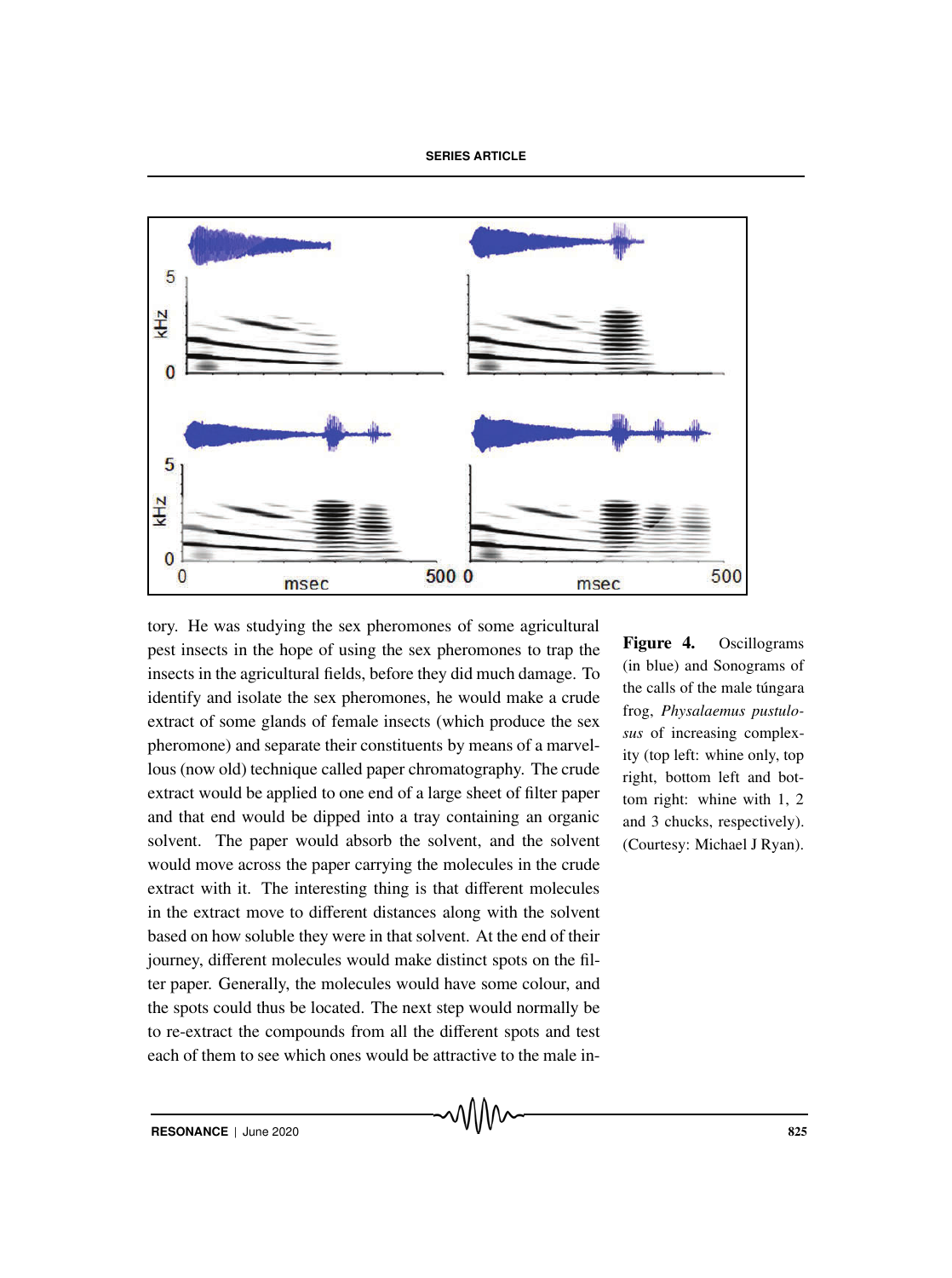tory. He was studying the sex pheromones of some agricultural pest insects in the hope of using the sex pheromones to trap the insects in the agricultural fields, before they did much damage. To identify and isolate the sex pheromones, he would make a crude extract of some glands of female insects (which produce the sex pheromone) and separate their constituents by means of a marvellous (now old) technique called paper chromatography. The crude extract would be applied to one end of a large sheet of filter paper and that end would be dipped into a tray containing an organic solvent. The paper would absorb the solvent, and the solvent would move across the paper carrying the molecules in the crude extract with it. The interesting thing is that different molecules in the extract move to different distances along with the solvent based on how soluble they were in that solvent. At the end of their journey, different molecules would make distinct spots on the filter paper. Generally, the molecules would have some colour, and the spots could thus be located. The next step would normally be to re-extract the compounds from all the different spots and test each of them to see which ones would be attractive to the male in-

**Figure 4.** Oscillograms (in blue) and Sonograms of the calls of the male túngara frog, *Physalaemus pustulosus* of increasing complexity (top left: whine only, top right, bottom left and bottom right: whine with 1, 2 and 3 chucks, respectively). (Courtesy: Michael J Ryan).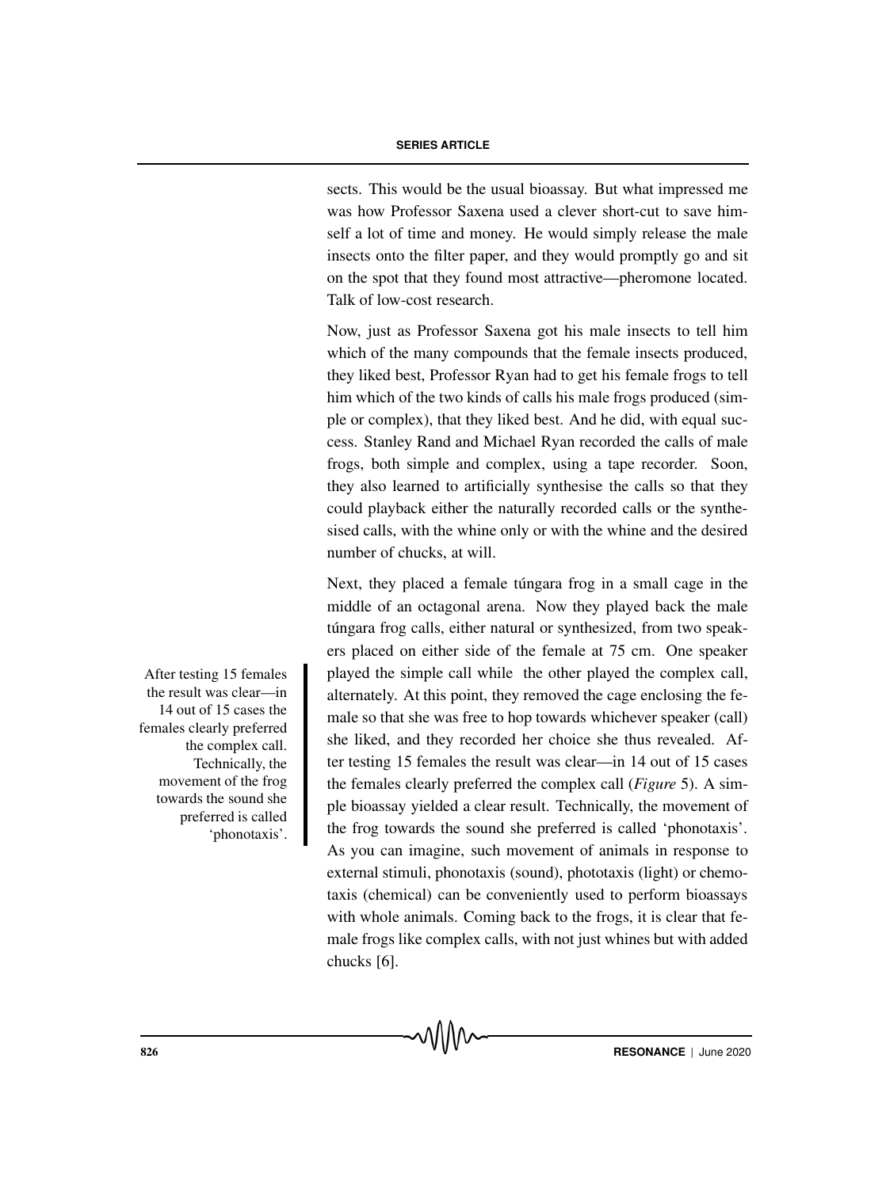sects. This would be the usual bioassay. But what impressed me was how Professor Saxena used a clever short-cut to save himself a lot of time and money. He would simply release the male insects onto the filter paper, and they would promptly go and sit on the spot that they found most attractive—pheromone located. Talk of low-cost research.

Now, just as Professor Saxena got his male insects to tell him which of the many compounds that the female insects produced, they liked best, Professor Ryan had to get his female frogs to tell him which of the two kinds of calls his male frogs produced (simple or complex), that they liked best. And he did, with equal success. Stanley Rand and Michael Ryan recorded the calls of male frogs, both simple and complex, using a tape recorder. Soon, they also learned to artificially synthesise the calls so that they could playback either the naturally recorded calls or the synthesised calls, with the whine only or with the whine and the desired number of chucks, at will.

> After testing 15 females the result was clear—in 14 out of 15 cases the females clearly preferred the complex call. Technically, the movement of the frog towards the sound she preferred is called 'phonotaxis'.

Next, they placed a female túngara frog in a small cage in the middle of an octagonal arena. Now they played back the male túngara frog calls, either natural or synthesized, from two speakers placed on either side of the female at 75 cm. One speaker played the simple call while the other played the complex call, alternately. At this point, they removed the cage enclosing the female so that she was free to hop towards whichever speaker (call) she liked, and they recorded her choice she thus revealed. After testing 15 females the result was clear—in 14 out of 15 cases the females clearly preferred the complex call (*Figure* 5). A simple bioassay yielded a clear result. Technically, the movement of the frog towards the sound she preferred is called 'phonotaxis'. As you can imagine, such movement of animals in response to external stimuli, phonotaxis (sound), phototaxis (light) or chemotaxis (chemical) can be conveniently used to perform bioassays with whole animals. Coming back to the frogs, it is clear that female frogs like complex calls, with not just whines but with added chucks [6].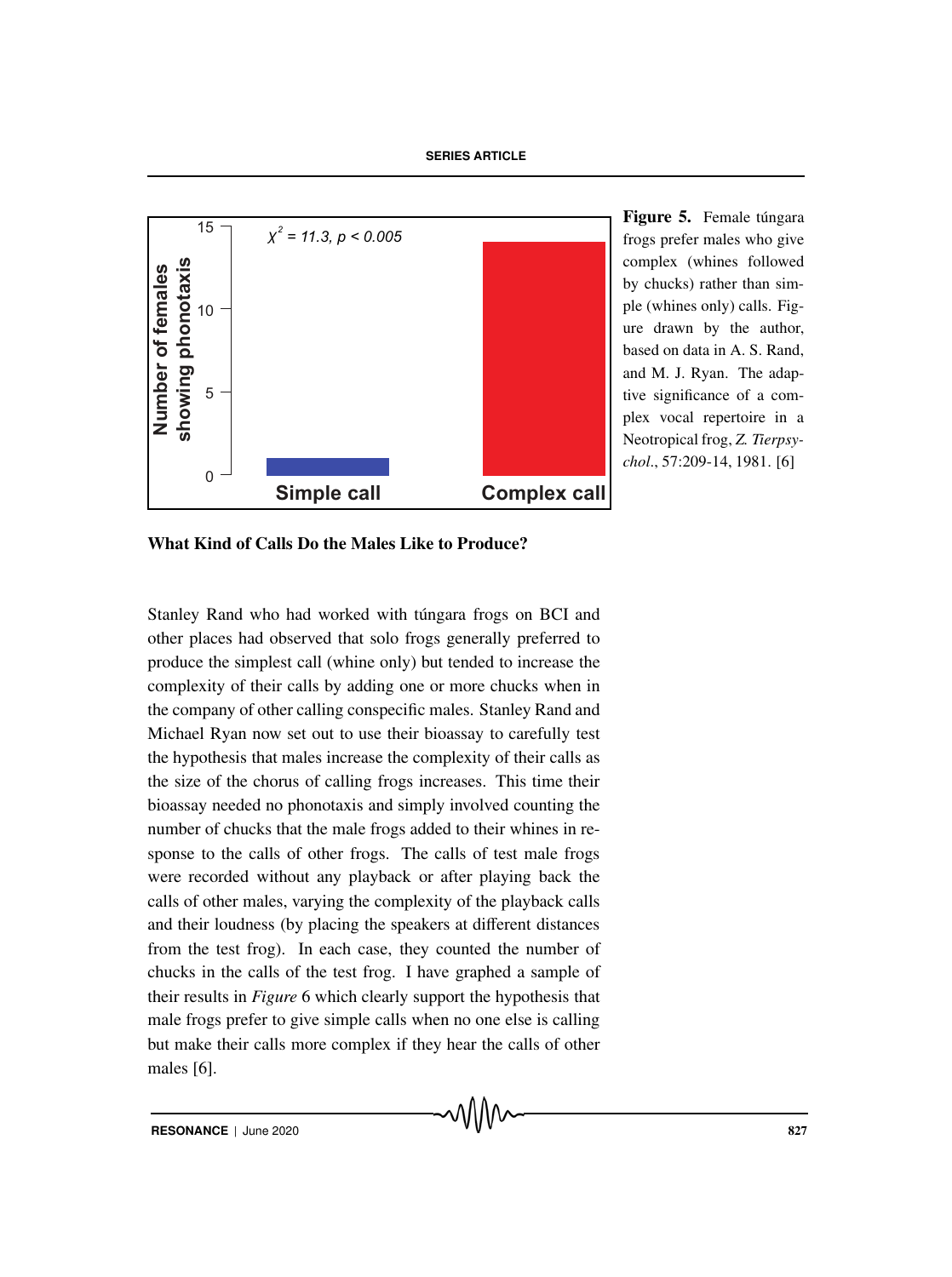Figure 5. Female túngara frogs prefer males who give complex (whines followed by chucks) rather than simple (whines only) calls. Figure drawn by the author, based on data in A. S. Rand, and M. J. Ryan. The adaptive significance of a complex vocal repertoire in a Neotropical frog, *Z. Tierpsychol.*, 57:209-14, 1981. [6]

### What Kind of Calls Do the Males Like to Produce?

Stanley Rand who had worked with túngara frogs on BCI and other places had observed that solo frogs generally preferred to produce the simplest call (whine only) but tended to increase the complexity of their calls by adding one or more chucks when in the company of other calling conspecific males. Stanley Rand and Michael Ryan now set out to use their bioassay to carefully test the hypothesis that males increase the complexity of their calls as the size of the chorus of calling frogs increases. This time their bioassay needed no phonotaxis and simply involved counting the number of chucks that the male frogs added to their whines in response to the calls of other frogs. The calls of test male frogs were recorded without any playback or after playing back the calls of other males, varying the complexity of the playback calls and their loudness (by placing the speakers at different distances from the test frog). In each case, they counted the number of chucks in the calls of the test frog. I have graphed a sample of their results in *Figure* 6 which clearly support the hypothesis that male frogs prefer to give simple calls when no one else is calling but make their calls more complex if they hear the calls of other males [6].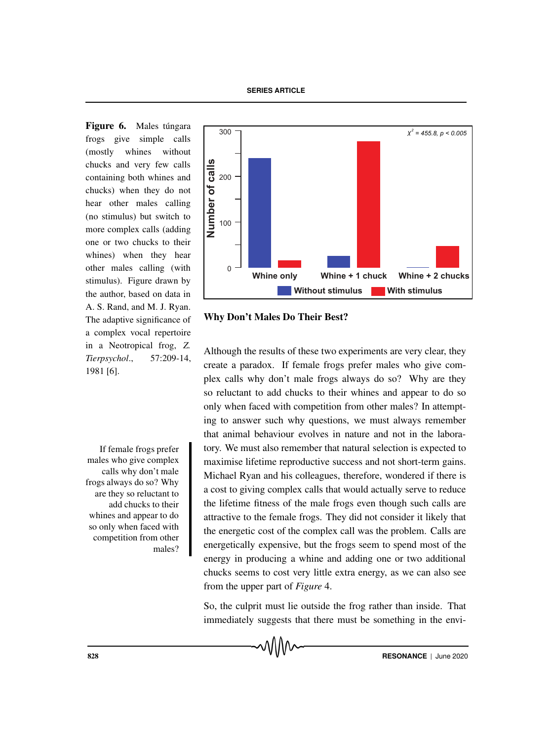**Figure 6.** Males túngara frogs give simple calls (mostly whines without chucks and very few calls containing both whines and chucks) when they do not hear other males calling (no stimulus) but switch to more complex calls (adding one or two chucks to their whines) when they hear other males calling (with stimulus). Figure drawn by the author, based on data in A. S. Rand, and M. J. Ryan. The adaptive significance of a complex vocal repertoire in a Neotropical frog, *Z. Tierpsychol.*, 57:209-14, 1981 [6].

## Why Don't Males Do Their Best?

Although the results of these two experiments are very clear, they create a paradox. If female frogs prefer males who give complex calls why don't male frogs always do so? Why are they so reluctant to add chucks to their whines and appear to do so only when faced with competition from other males? In attempting to answer such why questions, we must always remember that animal behaviour evolves in nature and not in the laboratory. We must also remember that natural selection is expected to maximise lifetime reproductive success and not short-term gains. Michael Ryan and his colleagues, therefore, wondered if there is a cost to giving complex calls that would actually serve to reduce the lifetime fitness of the male frogs even though such calls are attractive to the female frogs. They did not consider it likely that the energetic cost of the complex call was the problem. Calls are energetically expensive, but the frogs seem to spend most of the energy in producing a whine and adding one or two additional chucks seems to cost very little extra energy, as we can also see from the upper part of *Figure* 4.

> If female frogs prefer males who give complex calls why don't male frogs always do so? Why are they so reluctant to add chucks to their whines and appear to do so only when faced with competition from other males?

So, the culprit must lie outside the frog rather than inside. That immediately suggests that there must be something in the envi-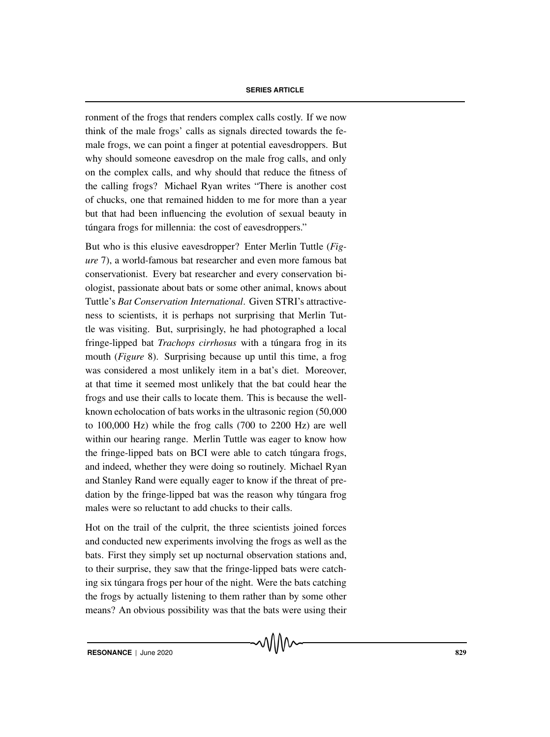ronment of the frogs that renders complex calls costly. If we now think of the male frogs' calls as signals directed towards the female frogs, we can point a finger at potential eavesdroppers. But why should someone eavesdrop on the male frog calls, and only on the complex calls, and why should that reduce the fitness of the calling frogs? Michael Ryan writes "There is another cost of chucks, one that remained hidden to me for more than a year but that had been influencing the evolution of sexual beauty in túngara frogs for millennia: the cost of eavesdroppers."

But who is this elusive eavesdropper? Enter Merlin Tuttle (*Figure* 7), a world-famous bat researcher and even more famous bat conservationist. Every bat researcher and every conservation biologist, passionate about bats or some other animal, knows about Tuttle's *Bat Conservation International*. Given STRI's attractiveness to scientists, it is perhaps not surprising that Merlin Tuttle was visiting. But, surprisingly, he had photographed a local fringe-lipped bat *Trachops cirrhosus* with a túngara frog in its mouth (*Figure* 8). Surprising because up until this time, a frog was considered a most unlikely item in a bat's diet. Moreover, at that time it seemed most unlikely that the bat could hear the frogs and use their calls to locate them. This is because the well-known echolocation of bats works in the ultrasonic region (50,000 to 100,000 Hz) while the frog calls (700 to 2200 Hz) are well within our hearing range. Merlin Tuttle was eager to know how the fringe-lipped bats on BCI were able to catch túngara frogs, and indeed, whether they were doing so routinely. Michael Ryan and Stanley Rand were equally eager to know if the threat of predation by the fringe-lipped bat was the reason why túngara frog males were so reluctant to add chucks to their calls.

Hot on the trail of the culprit, the three scientists joined forces and conducted new experiments involving the frogs as well as the bats. First they simply set up nocturnal observation stations and, to their surprise, they saw that the fringe-lipped bats were catching six túngara frogs per hour of the night. Were the bats catching the frogs by actually listening to them rather than by some other means? An obvious possibility was that the bats were using their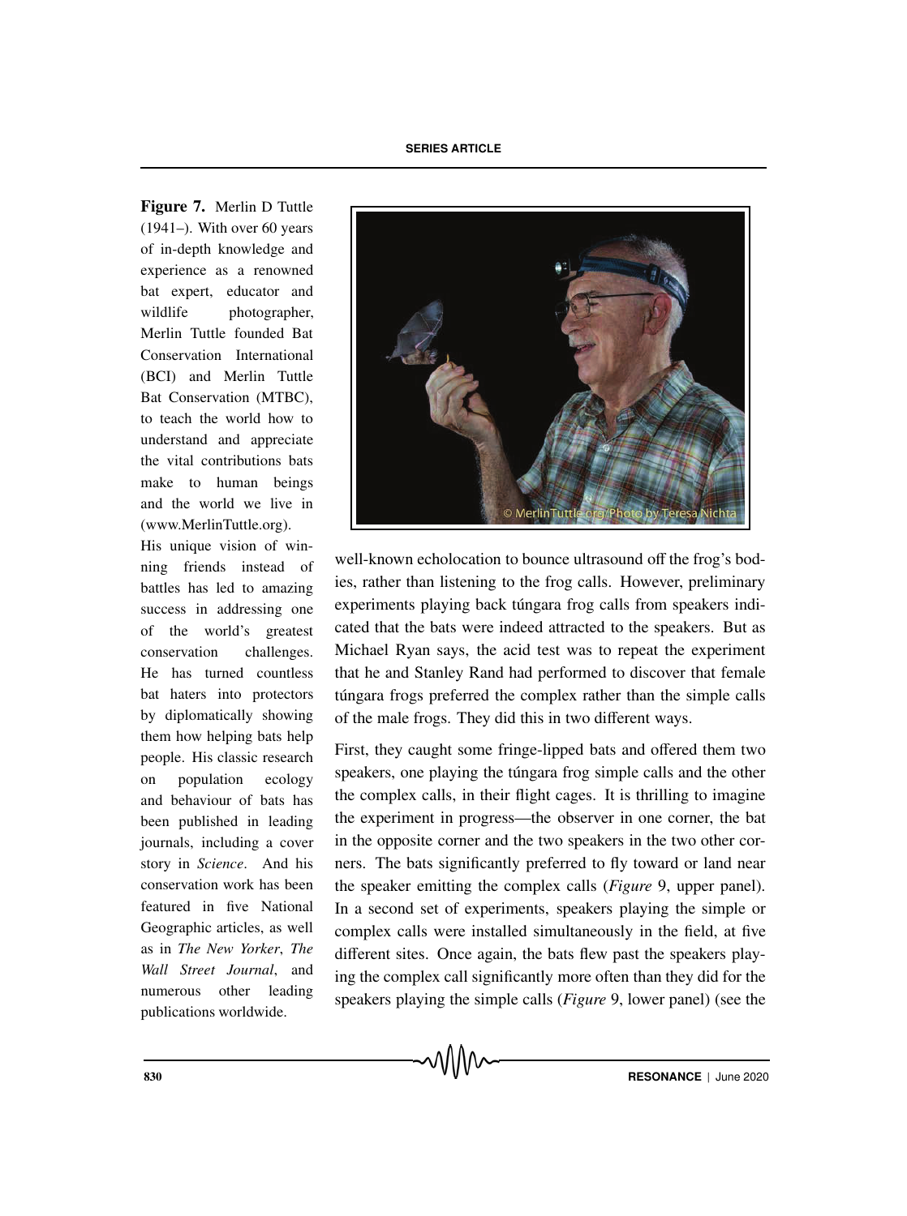**Figure 7.** Merlin D Tuttle (1941–). With over 60 years of in-depth knowledge and experience as a renowned bat expert, educator and wildlife photographer, Merlin Tuttle founded Bat Conservation International (BCI) and Merlin Tuttle Bat Conservation (MTBC), to teach the world how to understand and appreciate the vital contributions bats make to human beings and the world we live in (www.MerlinTuttle.org).
His unique vision of winning friends instead of battles has led to amazing success in addressing one of the world's greatest conservation challenges. He has turned countless bat haters into protectors by diplomatically showing them how helping bats help people. His classic research on population ecology and behaviour of bats has been published in leading journals, including a cover story in *Science*. And his conservation work has been featured in five National Geographic articles, as well as in *The New Yorker*, *The Wall Street Journal*, and numerous other leading publications worldwide.

well-known echolocation to bounce ultrasound off the frog's bodies, rather than listening to the frog calls. However, preliminary experiments playing back túngara frog calls from speakers indicated that the bats were indeed attracted to the speakers. But as Michael Ryan says, the acid test was to repeat the experiment that he and Stanley Rand had performed to discover that female túngara frogs preferred the complex rather than the simple calls of the male frogs. They did this in two different ways.

First, they caught some fringe-lipped bats and offered them two speakers, one playing the túngara frog simple calls and the other the complex calls, in their flight cages. It is thrilling to imagine the experiment in progress—the observer in one corner, the bat in the opposite corner and the two speakers in the two other corners. The bats significantly preferred to fly toward or land near the speaker emitting the complex calls (*Figure* 9, upper panel). In a second set of experiments, speakers playing the simple or complex calls were installed simultaneously in the field, at five different sites. Once again, the bats flew past the speakers playing the complex call significantly more often than they did for the speakers playing the simple calls (*Figure* 9, lower panel) (see the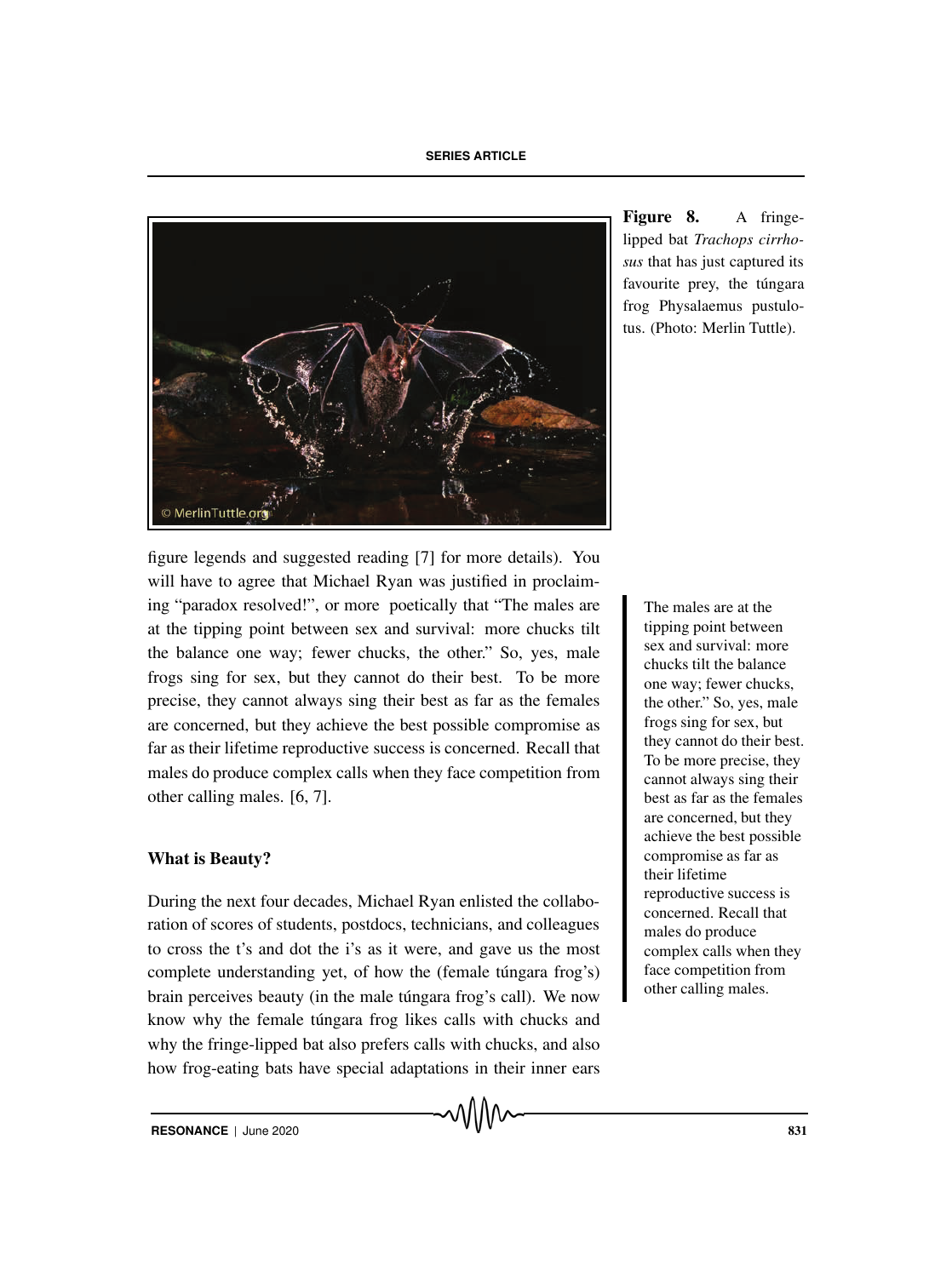Figure 8. A fringe-lipped bat *Trachops cirrhosus* that has just captured its favourite prey, the túngara frog Physalaemus pustulotus. (Photo: Merlin Tuttle).

figure legends and suggested reading [7] for more details). You will have to agree that Michael Ryan was justified in proclaiming "paradox resolved!", or more poetically that "The males are at the tipping point between sex and survival: more chucks tilt the balance one way; fewer chucks, the other." So, yes, male frogs sing for sex, but they cannot do their best. To be more precise, they cannot always sing their best as far as the females are concerned, but they achieve the best possible compromise as far as their lifetime reproductive success is concerned. Recall that males do produce complex calls when they face competition from other calling males. [6, 7].

> The males are at the tipping point between sex and survival: more chucks tilt the balance one way; fewer chucks, the other." So, yes, male frogs sing for sex, but they cannot do their best. To be more precise, they cannot always sing their best as far as the females are concerned, but they achieve the best possible compromise as far as their lifetime reproductive success is concerned. Recall that males do produce complex calls when they face competition from other calling males.

### What is Beauty?

During the next four decades, Michael Ryan enlisted the collaboration of scores of students, postdocs, technicians, and colleagues to cross the t's and dot the i's as it were, and gave us the most complete understanding yet, of how the (female túngara frog's) brain perceives beauty (in the male túngara frog's call). We now know why the female túngara frog likes calls with chucks and why the fringe-lipped bat also prefers calls with chucks, and also how frog-eating bats have special adaptations in their inner ears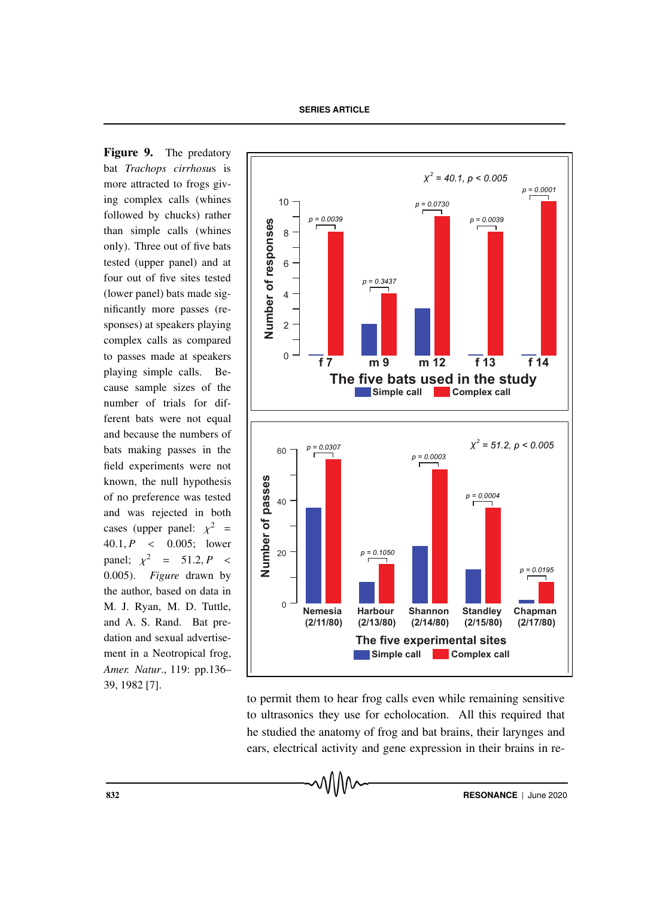**Figure 9.** The predatory bat *Trachops cirrhosus* is more attracted to frogs giving complex calls (whines followed by chucks) rather than simple calls (whines only). Three out of five bats tested (upper panel) and at four out of five sites tested (lower panel) bats made significantly more passes (responses) at speakers playing complex calls as compared to passes made at speakers playing simple calls. Because sample sizes of the number of trials for different bats were not equal and because the numbers of bats making passes in the field experiments were not known, the null hypothesis of no preference was tested and was rejected in both cases (upper panel: $\chi^2 = 40.1, P < 0.005$; lower panel; $\chi^2 = 51.2, P < 0.005$). *Figure* drawn by the author, based on data in M. J. Ryan, M. D. Tuttle, and A. S. Rand. Bat predation and sexual advertisement in a Neotropical frog, *Amer. Natur.*, 119: pp.136–39, 1982 [7].

to permit them to hear frog calls even while remaining sensitive to ultrasonics they use for echolocation. All this required that he studied the anatomy of frog and bat brains, their larynges and ears, electrical activity and gene expression in their brains in re-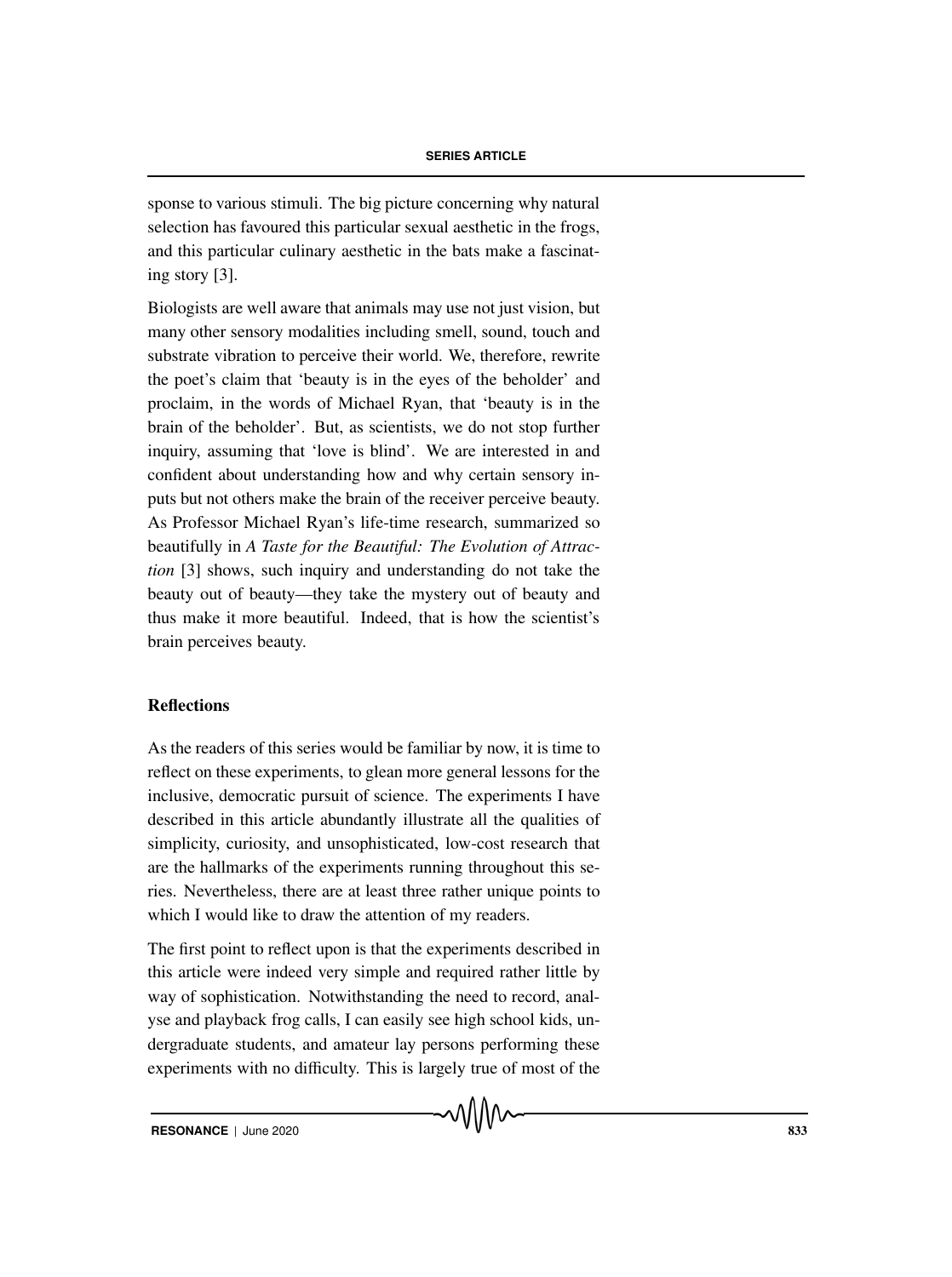sponse to various stimuli. The big picture concerning why natural selection has favoured this particular sexual aesthetic in the frogs, and this particular culinary aesthetic in the bats make a fascinating story [3].

Biologists are well aware that animals may use not just vision, but many other sensory modalities including smell, sound, touch and substrate vibration to perceive their world. We, therefore, rewrite the poet's claim that 'beauty is in the eyes of the beholder' and proclaim, in the words of Michael Ryan, that 'beauty is in the brain of the beholder'. But, as scientists, we do not stop further inquiry, assuming that 'love is blind'. We are interested in and confident about understanding how and why certain sensory inputs but not others make the brain of the receiver perceive beauty. As Professor Michael Ryan's life-time research, summarized so beautifully in *A Taste for the Beautiful: The Evolution of Attraction* [3] shows, such inquiry and understanding do not take the beauty out of beauty—they take the mystery out of beauty and thus make it more beautiful. Indeed, that is how the scientist's brain perceives beauty.

## Reflections

As the readers of this series would be familiar by now, it is time to reflect on these experiments, to glean more general lessons for the inclusive, democratic pursuit of science. The experiments I have described in this article abundantly illustrate all the qualities of simplicity, curiosity, and unsophisticated, low-cost research that are the hallmarks of the experiments running throughout this series. Nevertheless, there are at least three rather unique points to which I would like to draw the attention of my readers.

The first point to reflect upon is that the experiments described in this article were indeed very simple and required rather little by way of sophistication. Notwithstanding the need to record, analyse and playback frog calls, I can easily see high school kids, undergraduate students, and amateur lay persons performing these experiments with no difficulty. This is largely true of most of the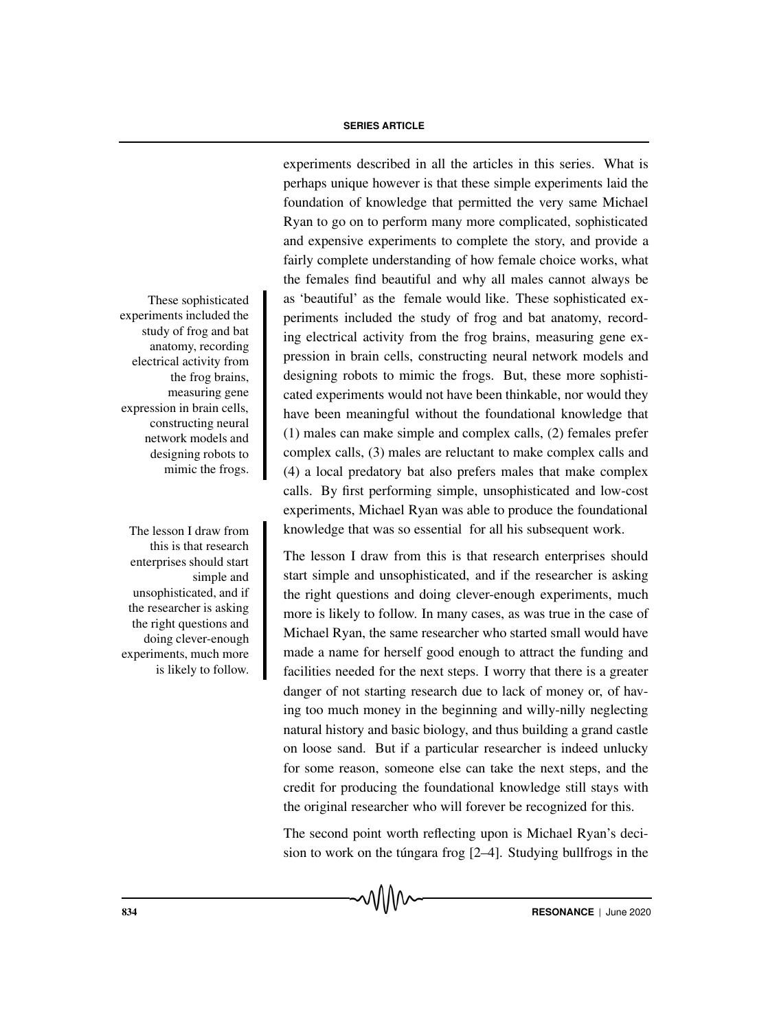experiments described in all the articles in this series. What is perhaps unique however is that these simple experiments laid the foundation of knowledge that permitted the very same Michael Ryan to go on to perform many more complicated, sophisticated and expensive experiments to complete the story, and provide a fairly complete understanding of how female choice works, what the females find beautiful and why all males cannot always be as 'beautiful' as the female would like. These sophisticated experiments included the study of frog and bat anatomy, recording electrical activity from the frog brains, measuring gene expression in brain cells, constructing neural network models and designing robots to mimic the frogs. But, these more sophisticated experiments would not have been thinkable, nor would they have been meaningful without the foundational knowledge that (1) males can make simple and complex calls, (2) females prefer complex calls, (3) males are reluctant to make complex calls and (4) a local predatory bat also prefers males that make complex calls. By first performing simple, unsophisticated and low-cost experiments, Michael Ryan was able to produce the foundational knowledge that was so essential for all his subsequent work.

> These sophisticated experiments included the study of frog and bat anatomy, recording electrical activity from the frog brains, measuring gene expression in brain cells, constructing neural network models and designing robots to mimic the frogs.

> The lesson I draw from this is that research enterprises should start simple and unsophisticated, and if the researcher is asking the right questions and doing clever-enough experiments, much more is likely to follow.

The lesson I draw from this is that research enterprises should start simple and unsophisticated, and if the researcher is asking the right questions and doing clever-enough experiments, much more is likely to follow. In many cases, as was true in the case of Michael Ryan, the same researcher who started small would have made a name for herself good enough to attract the funding and facilities needed for the next steps. I worry that there is a greater danger of not starting research due to lack of money or, of having too much money in the beginning and willy-nilly neglecting natural history and basic biology, and thus building a grand castle on loose sand. But if a particular researcher is indeed unlucky for some reason, someone else can take the next steps, and the credit for producing the foundational knowledge still stays with the original researcher who will forever be recognized for this.

The second point worth reflecting upon is Michael Ryan's decision to work on the túngara frog [2–4]. Studying bullfrogs in the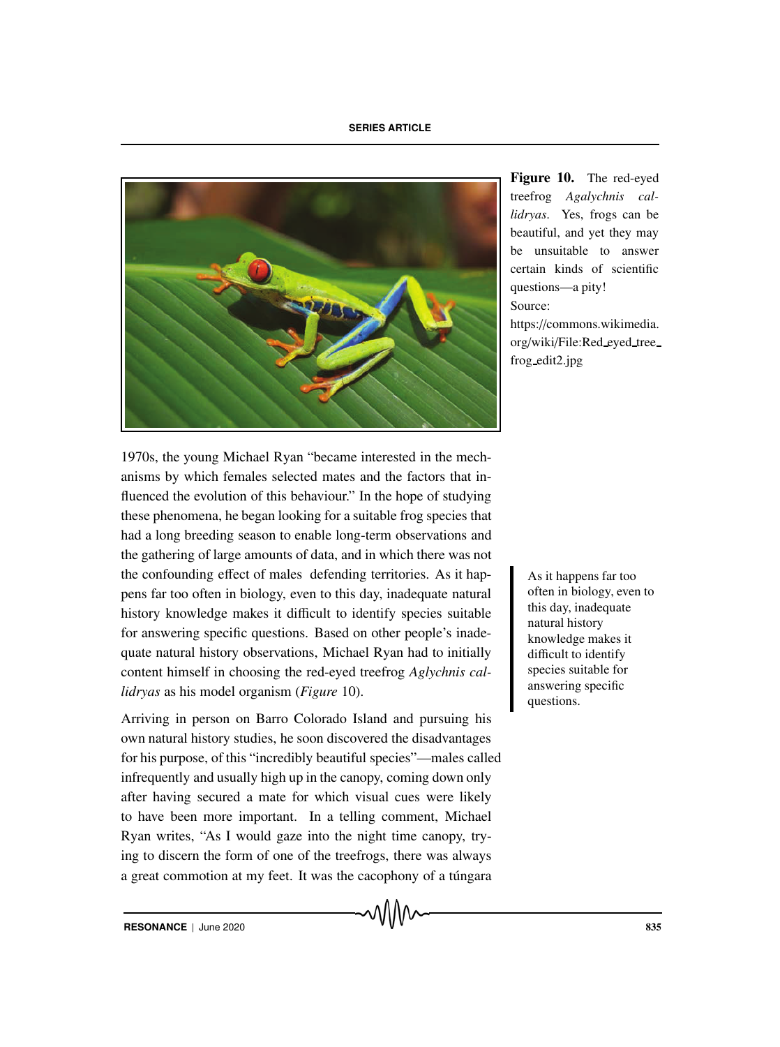Figure 10. The red-eyed treefrog *Agalychnis callidryas*. Yes, frogs can be beautiful, and yet they may be unsuitable to answer certain kinds of scientific questions—a pity!
Source: https://commons.wikimedia.org/wiki/File:Red_eyed_tree_frog_edit2.jpg

1970s, the young Michael Ryan "became interested in the mechanisms by which females selected mates and the factors that influenced the evolution of this behaviour." In the hope of studying these phenomena, he began looking for a suitable frog species that had a long breeding season to enable long-term observations and the gathering of large amounts of data, and in which there was not the confounding effect of males defending territories. As it happens far too often in biology, even to this day, inadequate natural history knowledge makes it difficult to identify species suitable for answering specific questions. Based on other people's inadequate natural history observations, Michael Ryan had to initially content himself in choosing the red-eyed treefrog *Aglychnis callidryas* as his model organism (*Figure* 10).

> As it happens far too often in biology, even to this day, inadequate natural history knowledge makes it difficult to identify species suitable for answering specific questions.

Arriving in person on Barro Colorado Island and pursuing his own natural history studies, he soon discovered the disadvantages for his purpose, of this "incredibly beautiful species"—males called infrequently and usually high up in the canopy, coming down only after having secured a mate for which visual cues were likely to have been more important. In a telling comment, Michael Ryan writes, "As I would gaze into the night time canopy, trying to discern the form of one of the treefrogs, there was always a great commotion at my feet. It was the cacophony of a túngara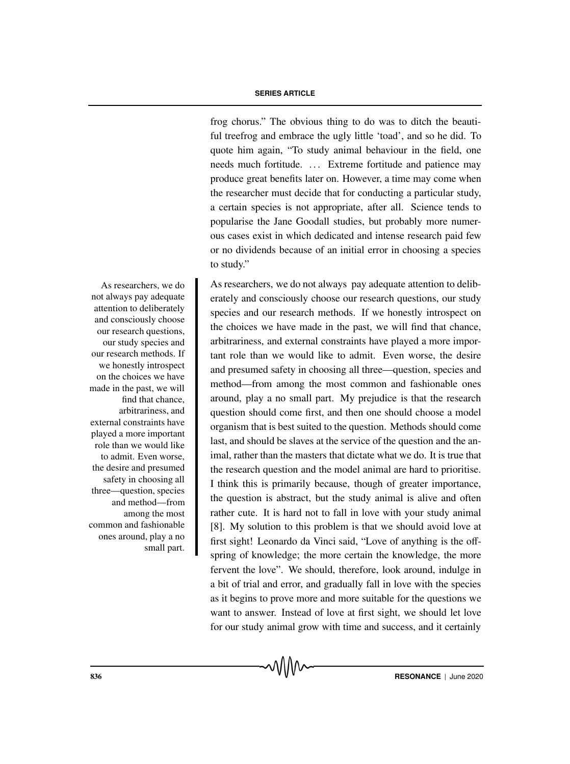frog chorus." The obvious thing to do was to ditch the beautiful treefrog and embrace the ugly little 'toad', and so he did. To quote him again, "To study animal behaviour in the field, one needs much fortitude. ... Extreme fortitude and patience may produce great benefits later on. However, a time may come when the researcher must decide that for conducting a particular study, a certain species is not appropriate, after all. Science tends to popularise the Jane Goodall studies, but probably more numerous cases exist in which dedicated and intense research paid few or no dividends because of an initial error in choosing a species to study."

> As researchers, we do not always pay adequate attention to deliberately and consciously choose our research questions, our study species and our research methods. If we honestly introspect on the choices we have made in the past, we will find that chance, arbitrariness, and external constraints have played a more important role than we would like to admit. Even worse, the desire and presumed safety in choosing all three—question, species and method—from among the most common and fashionable ones around, play a no small part.

As researchers, we do not always pay adequate attention to deliberately and consciously choose our research questions, our study species and our research methods. If we honestly introspect on the choices we have made in the past, we will find that chance, arbitrariness, and external constraints have played a more important role than we would like to admit. Even worse, the desire and presumed safety in choosing all three—question, species and method—from among the most common and fashionable ones around, play a no small part. My prejudice is that the research question should come first, and then one should choose a model organism that is best suited to the question. Methods should come last, and should be slaves at the service of the question and the animal, rather than the masters that dictate what we do. It is true that the research question and the model animal are hard to prioritise. I think this is primarily because, though of greater importance, the question is abstract, but the study animal is alive and often rather cute. It is hard not to fall in love with your study animal [8]. My solution to this problem is that we should avoid love at first sight! Leonardo da Vinci said, "Love of anything is the offspring of knowledge; the more certain the knowledge, the more fervent the love". We should, therefore, look around, indulge in a bit of trial and error, and gradually fall in love with the species as it begins to prove more and more suitable for the questions we want to answer. Instead of love at first sight, we should let love for our study animal grow with time and success, and it certainly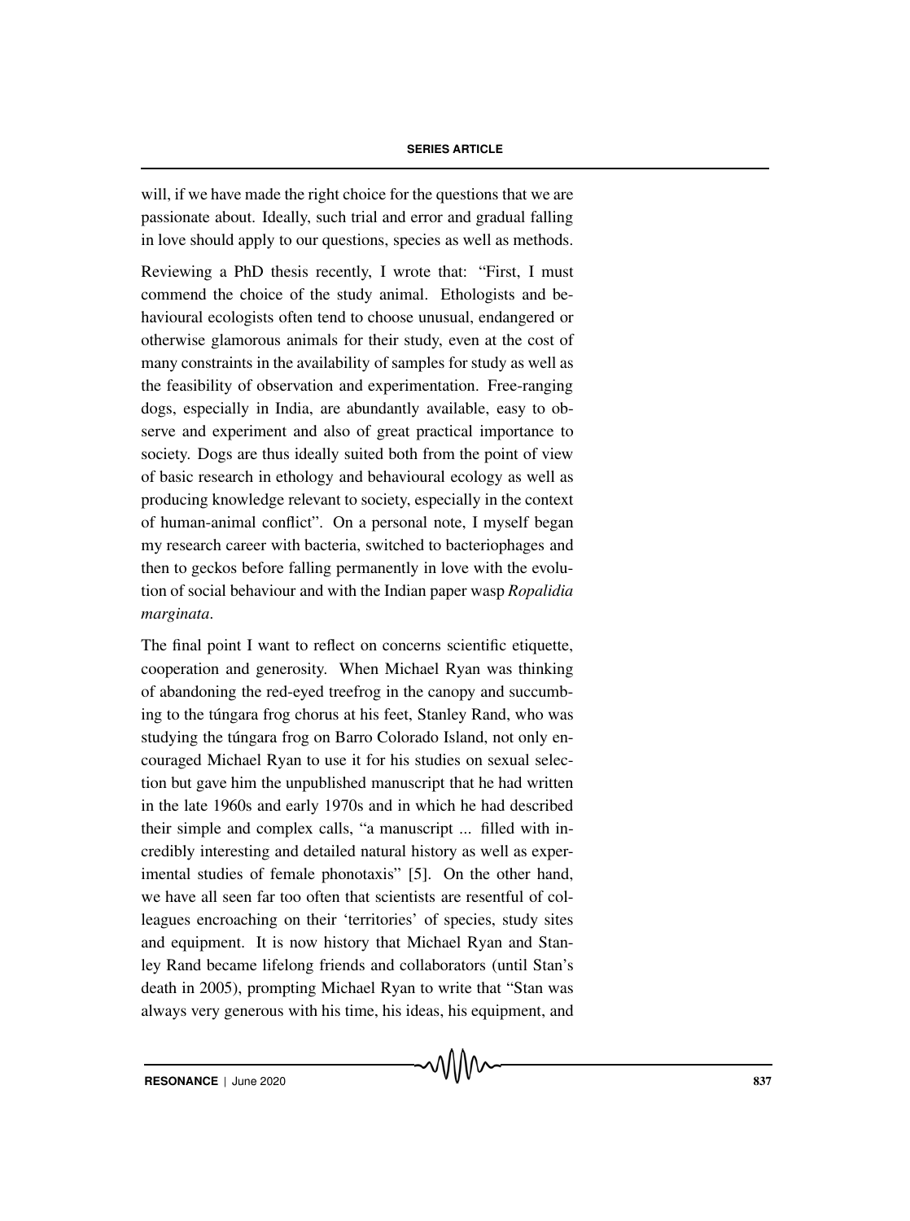will, if we have made the right choice for the questions that we are passionate about. Ideally, such trial and error and gradual falling in love should apply to our questions, species as well as methods.

Reviewing a PhD thesis recently, I wrote that: "First, I must commend the choice of the study animal. Ethologists and behavioural ecologists often tend to choose unusual, endangered or otherwise glamorous animals for their study, even at the cost of many constraints in the availability of samples for study as well as the feasibility of observation and experimentation. Free-ranging dogs, especially in India, are abundantly available, easy to observe and experiment and also of great practical importance to society. Dogs are thus ideally suited both from the point of view of basic research in ethology and behavioural ecology as well as producing knowledge relevant to society, especially in the context of human-animal conflict". On a personal note, I myself began my research career with bacteria, switched to bacteriophages and then to geckos before falling permanently in love with the evolution of social behaviour and with the Indian paper wasp *Ropalidia marginata*.

The final point I want to reflect on concerns scientific etiquette, cooperation and generosity. When Michael Ryan was thinking of abandoning the red-eyed treefrog in the canopy and succumbing to the túngara frog chorus at his feet, Stanley Rand, who was studying the túngara frog on Barro Colorado Island, not only encouraged Michael Ryan to use it for his studies on sexual selection but gave him the unpublished manuscript that he had written in the late 1960s and early 1970s and in which he had described their simple and complex calls, "a manuscript ... filled with incredibly interesting and detailed natural history as well as experimental studies of female phonotaxis" [5]. On the other hand, we have all seen far too often that scientists are resentful of colleagues encroaching on their 'territories' of species, study sites and equipment. It is now history that Michael Ryan and Stanley Rand became lifelong friends and collaborators (until Stan's death in 2005), prompting Michael Ryan to write that "Stan was always very generous with his time, his ideas, his equipment, and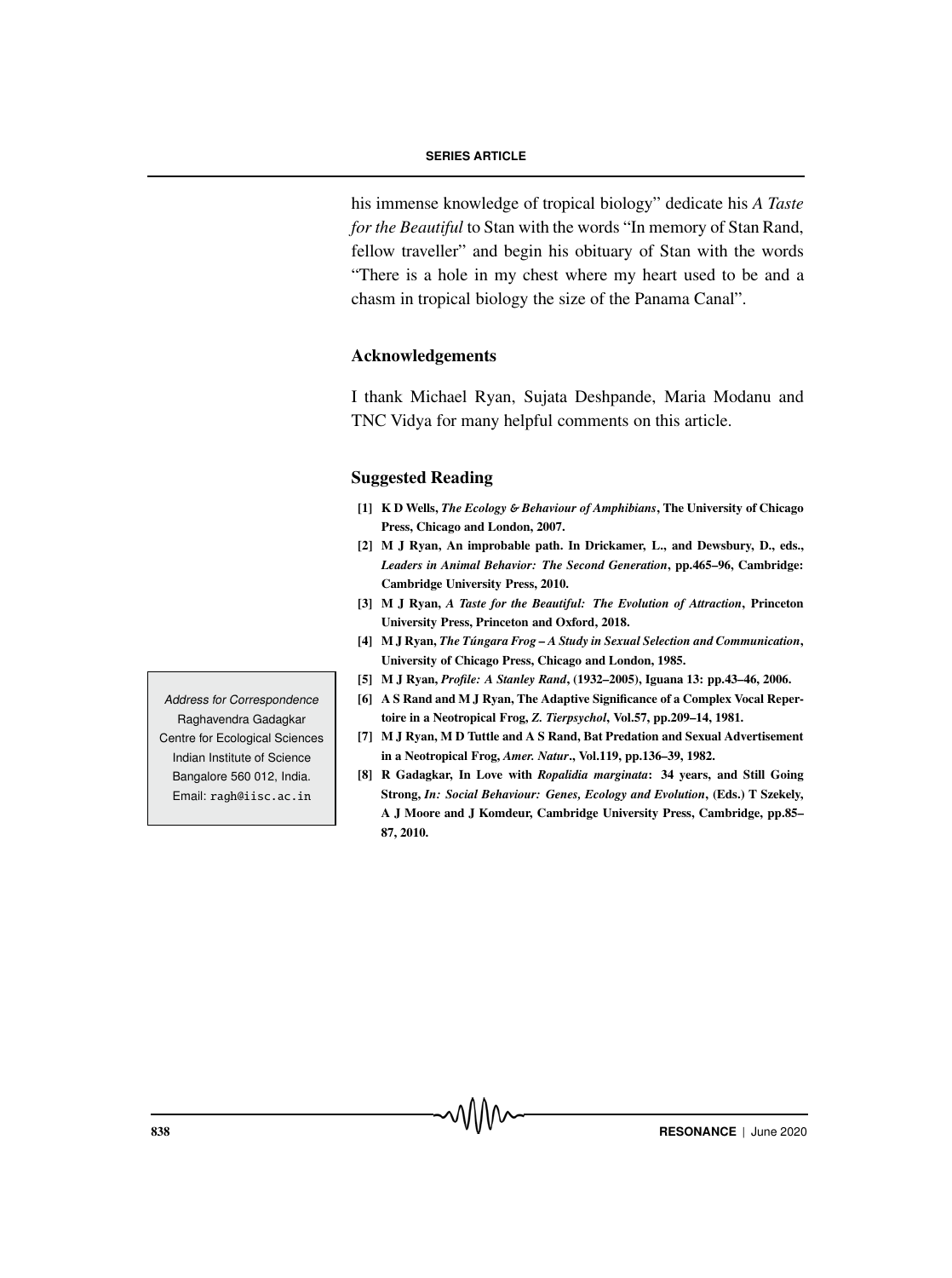his immense knowledge of tropical biology" dedicate his *A Taste for the Beautiful* to Stan with the words "In memory of Stan Rand, fellow traveller" and begin his obituary of Stan with the words "There is a hole in my chest where my heart used to be and a chasm in tropical biology the size of the Panama Canal".

## Acknowledgements

I thank Michael Ryan, Sujata Deshpande, Maria Modanu and TNC Vidya for many helpful comments on this article.

## Suggested Reading

[1] **K D Wells, *The Ecology & Behaviour of Amphibians*, The University of Chicago Press, Chicago and London, 2007.**

[2] **M J Ryan, An improbable path. In Drickamer, L., and Dewsbury, D., eds., *Leaders in Animal Behavior: The Second Generation*, pp.465–96, Cambridge: Cambridge University Press, 2010.**

[3] **M J Ryan, *A Taste for the Beautiful: The Evolution of Attraction*, Princeton University Press, Princeton and Oxford, 2018.**

[4] **M J Ryan, *The Túngara Frog – A Study in Sexual Selection and Communication*, University of Chicago Press, Chicago and London, 1985.**

[5] **M J Ryan, *Profile: A Stanley Rand*, (1932–2005), Iguana 13: pp.43–46, 2006.**

[6] **A S Rand and M J Ryan, The Adaptive Significance of a Complex Vocal Repertoire in a Neotropical Frog, *Z. Tierpsychol*, Vol.57, pp.209–14, 1981.**

[7] **M J Ryan, M D Tuttle and A S Rand, Bat Predation and Sexual Advertisement in a Neotropical Frog, *Amer. Natur*., Vol.119, pp.136–39, 1982.**

[8] **R Gadagkar, In Love with *Ropalidia marginata*: 34 years, and Still Going Strong, *In: Social Behaviour: Genes, Ecology and Evolution*, (Eds.) T Szekely, A J Moore and J Komdeur, Cambridge University Press, Cambridge, pp.85–87, 2010.**

*Address for Correspondence*
Raghavendra Gadagkar
Centre for Ecological Sciences
Indian Institute of Science
Bangalore 560 012, India.
Email: ragh@iisc.ac.in